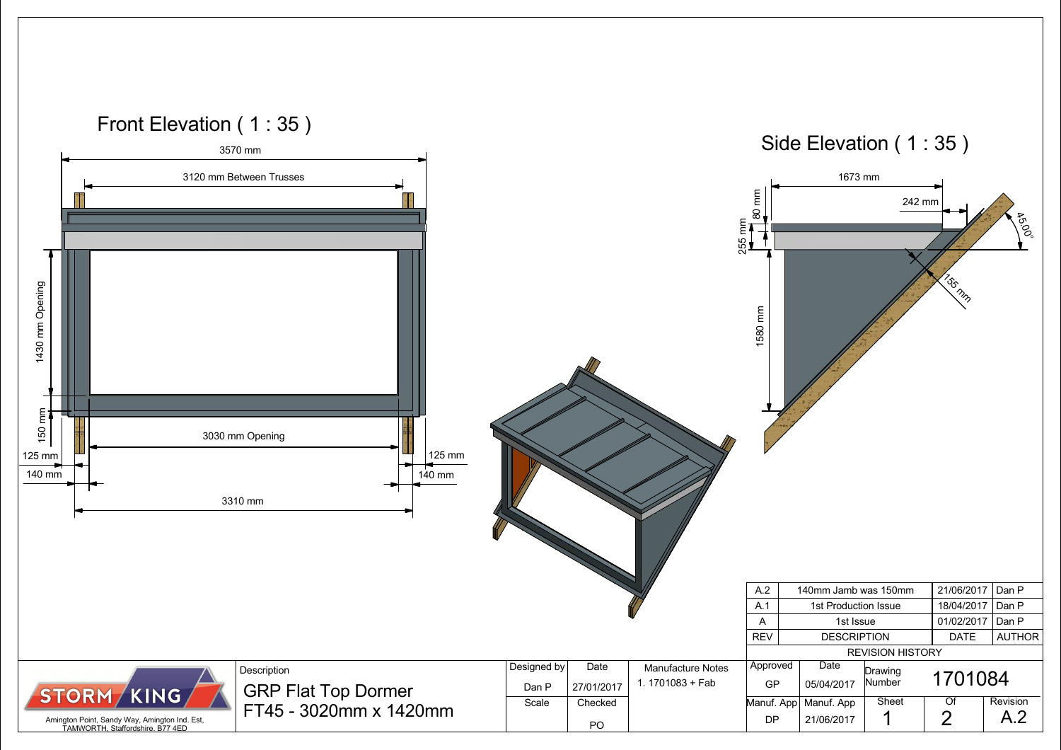## Front Elevation ( 1 : 35 )

3570 mm

3120 mm Between Trusses

1430 mm Opening

150 mm

3030 mm Opening

125 mm

140 mm

125 mm

140 mm

3310 mm

## Side Elevation ( 1 : 35 )

1673 mm

242 mm

80 mm

255 mm

45.00°

155 mm

1580 mm

| A.2 | 140mm Jamb was 150mm | 21/06/2017 | Dan P |
|---|---|---|---|
| A.1 | 1st Production Issue | 18/04/2017 | Dan P |
| A | 1st Issue | 01/02/2017 | Dan P |
| REV | DESCRIPTION | DATE | AUTHOR |

REVISION HISTORY

STORM KING

Amington Point, Sandy Way, Amington Ind. Est, TAMWORTH, Staffordshire. B77 4ED

| Description | Designed by | Date | Manufacture Notes | Approved | Date | Drawing Number | 1701084 | |
|---|---|---|---|---|---|---|---|---|
| GRP Flat Top Dormer FT45 - 3020mm x 1420mm | Dan P | 27/01/2017 | 1. 1701083 + Fab | GP | 05/04/2017 | | | |
| | Scale | Checked | | Manuf. App | Manuf. App | Sheet | Of | Revision |
| | | PO | | DP | 21/06/2017 | 1 | 2 | A.2 |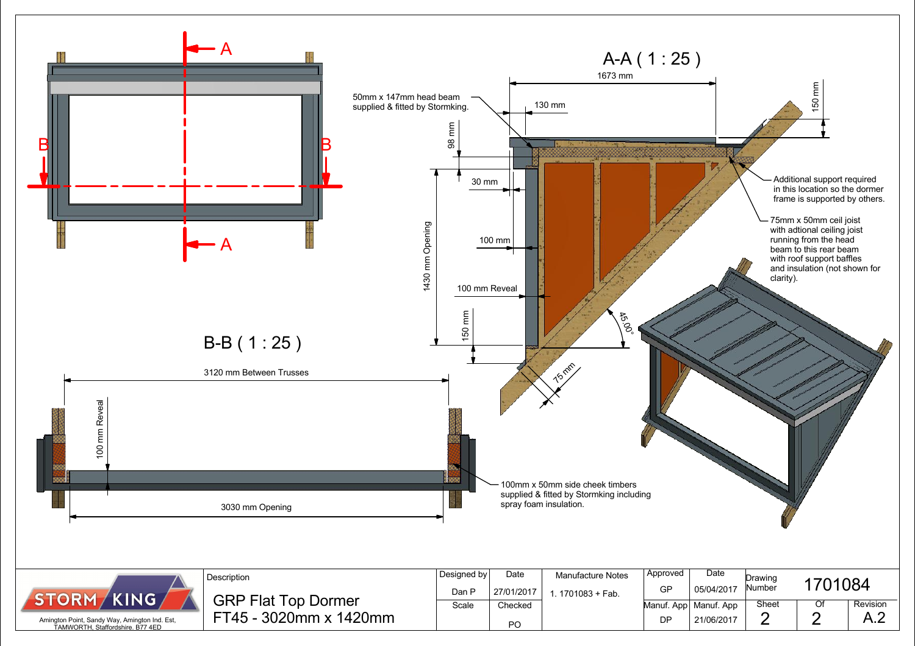A

A

B

B

## A-A ( 1 : 25 )

1673 mm

130 mm

150 mm

50mm x 147mm head beam supplied & fitted by Stormking.

98 mm

30 mm

100 mm

1430 mm Opening

100 mm Reveal

150 mm

45.00°

75 mm

Additional support required in this location so the dormer frame is supported by others.

75mm x 50mm ceil joist with adtional ceiling joist running from the head beam to this rear beam with roof support baffles and insulation (not shown for clarity).

## B-B ( 1 : 25 )

3120 mm Between Trusses

100 mm Reveal

3030 mm Opening

100mm x 50mm side cheek timbers supplied & fitted by Stormking including spray foam insulation.

STORM KING

Amington Point, Sandy Way, Amington Ind. Est, TAMWORTH, Staffordshire. B77 4ED

| Description | Designed by | Date | Manufacture Notes | Approved | Date | Drawing Number | 1701084 | |
|---|---|---|---|---|---|---|---|---|
| GRP Flat Top Dormer FT45 - 3020mm x 1420mm | Dan P | 27/01/2017 | 1. 1701083 + Fab. | GP | 05/04/2017 | | | |
| | Scale | Checked | | Manuf. App | Manuf. App | Sheet | Of | Revision |
| | | PO | | DP | 21/06/2017 | 2 | 2 | A.2 |